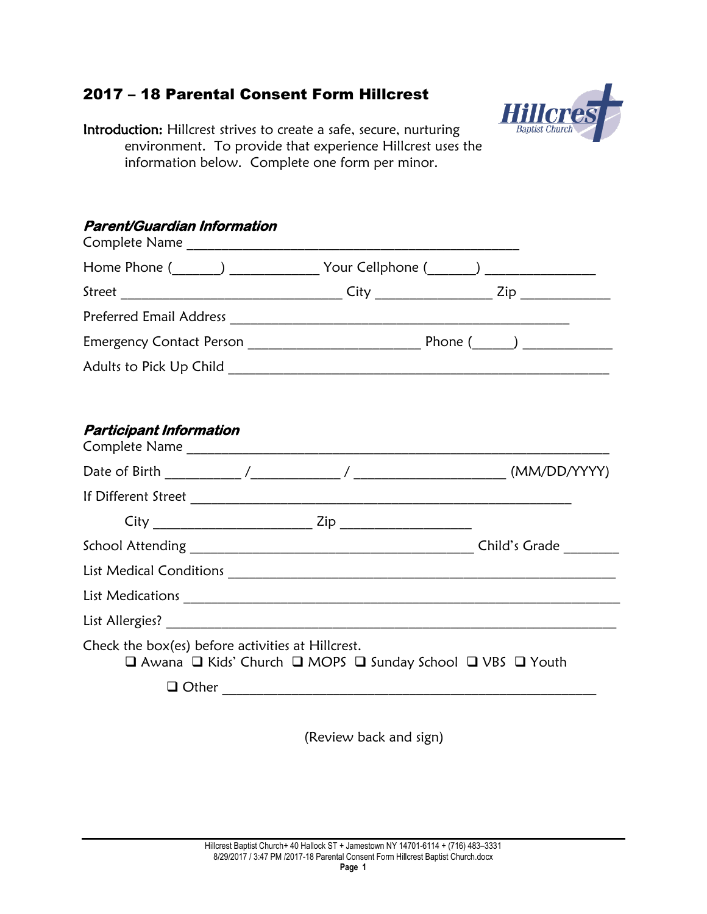# 2017 – 18 Parental Consent Form Hillcrest

**Introduction:** Hillcrest strives to create a safe, secure, nurturing environment. To provide that experience Hillcrest uses the information below. Complete one form per minor.

## *Parent/Guardian Information*

Complete Name ______________________________________________

Home Phone (______) ____________ Your Cellphone (______) ______________

Street ______________________________ City ________________ Zip ____________

Preferred Email Address ______________________________________________

Emergency Contact Person _______________________ Phone (_____) ____________

Adults to Pick Up Child ____________________________________________________

## *Participant Information*

Complete Name ________________________________________________________

Date of Birth __________ /____________ / ____________________ (MM/DD/YYYY)

If Different Street ____________________________________________________

City _____________________ Zip _________________

School Attending ______________________________________ Child's Grade _______

List Medical Conditions ____________________________________________________

List Medications _________________________________________________________

List Allergies? __________________________________________________________

Check the box(es) before activities at Hillcrest.

❑ Awana ❑ Kids' Church ❑ MOPS ❑ Sunday School ❑ VBS ❑ Youth

❑ Other ___________________________________________________

(Review back and sign)

Hillcrest Baptist Church+ 40 Hallock ST + Jamestown NY 14701-6114 + (716) 483–3331
8/29/2017 / 3:47 PM /2017-18 Parental Consent Form Hillcrest Baptist Church.docx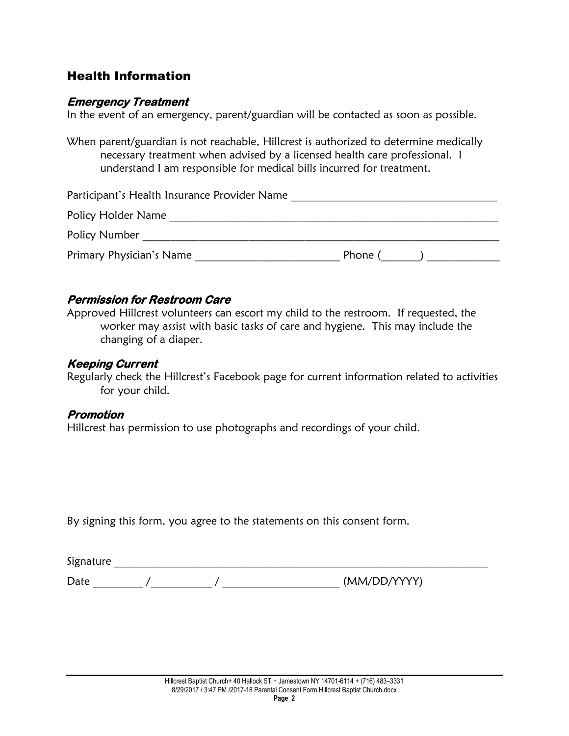## Health Information

### *Emergency Treatment*

In the event of an emergency, parent/guardian will be contacted as soon as possible.

When parent/guardian is not reachable, Hillcrest is authorized to determine medically necessary treatment when advised by a licensed health care professional. I understand I am responsible for medical bills incurred for treatment.

Participant's Health Insurance Provider Name ____________________________________

Policy Holder Name ____________________________________________________________

Policy Number ________________________________________________________________

Primary Physician's Name __________________________ Phone (_______) _____________

### *Permission for Restroom Care*

Approved Hillcrest volunteers can escort my child to the restroom. If requested, the worker may assist with basic tasks of care and hygiene. This may include the changing of a diaper.

### *Keeping Current*

Regularly check the Hillcrest's Facebook page for current information related to activities for your child.

### *Promotion*

Hillcrest has permission to use photographs and recordings of your child.

By signing this form, you agree to the statements on this consent form.

Signature ____________________________________________________________________

Date _________ /___________ / _____________________ (MM/DD/YYYY)

Hillcrest Baptist Church+ 40 Hallock ST + Jamestown NY 14701-6114 + (716) 483–3331
8/29/2017 / 3:47 PM /2017-18 Parental Consent Form Hillcrest Baptist Church.docx